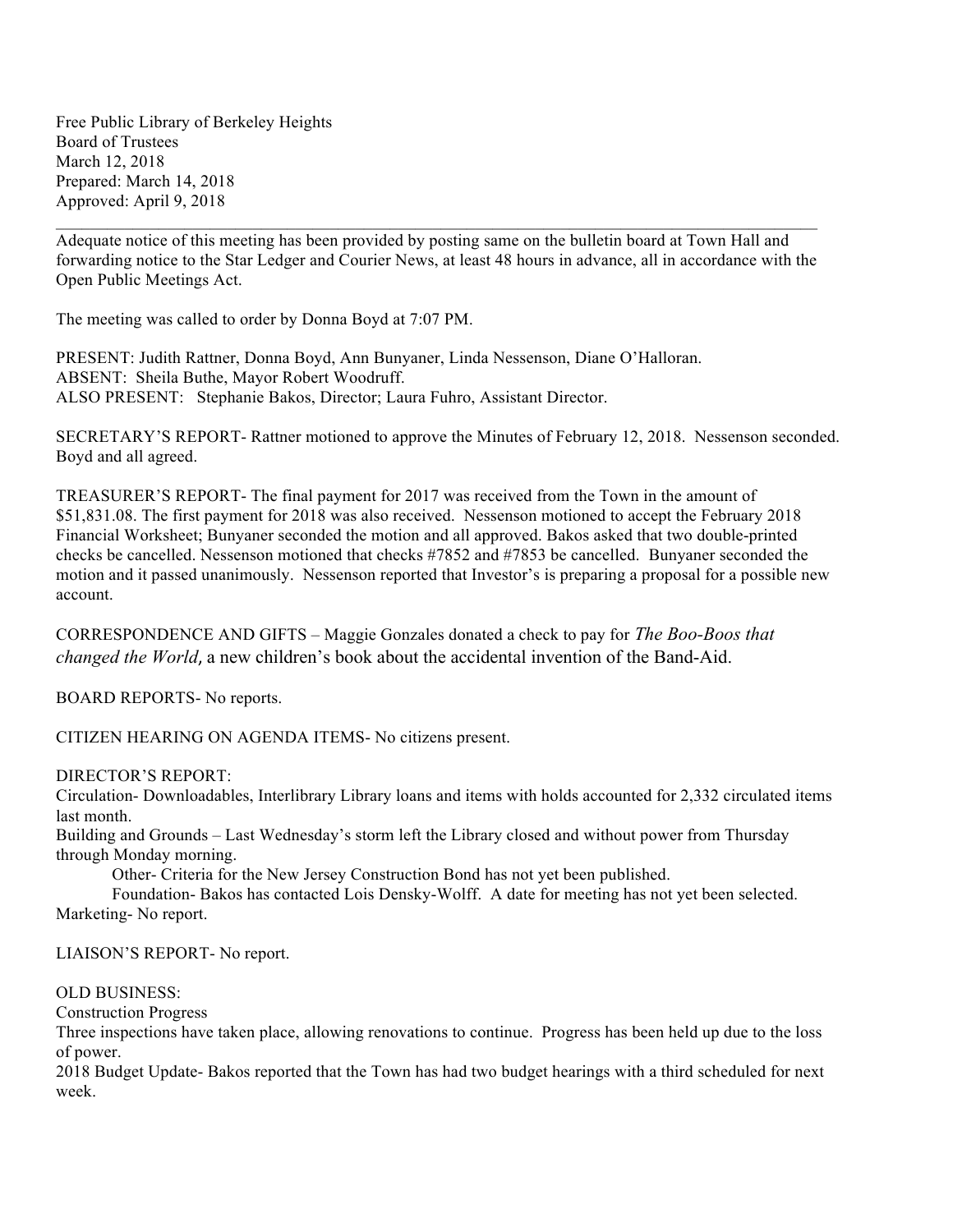Free Public Library of Berkeley Heights
Board of Trustees
March 12, 2018
Prepared: March 14, 2018
Approved: April 9, 2018

---

Adequate notice of this meeting has been provided by posting same on the bulletin board at Town Hall and forwarding notice to the Star Ledger and Courier News, at least 48 hours in advance, all in accordance with the Open Public Meetings Act.

The meeting was called to order by Donna Boyd at 7:07 PM.

PRESENT: Judith Rattner, Donna Boyd, Ann Bunyaner, Linda Nessenson, Diane O'Halloran.
ABSENT: Sheila Buthe, Mayor Robert Woodruff.
ALSO PRESENT: Stephanie Bakos, Director; Laura Fuhro, Assistant Director.

SECRETARY'S REPORT- Rattner motioned to approve the Minutes of February 12, 2018. Nessenson seconded. Boyd and all agreed.

TREASURER'S REPORT- The final payment for 2017 was received from the Town in the amount of $51,831.08. The first payment for 2018 was also received. Nessenson motioned to accept the February 2018 Financial Worksheet; Bunyaner seconded the motion and all approved. Bakos asked that two double-printed checks be cancelled. Nessenson motioned that checks #7852 and #7853 be cancelled. Bunyaner seconded the motion and it passed unanimously. Nessenson reported that Investor's is preparing a proposal for a possible new account.

CORRESPONDENCE AND GIFTS – Maggie Gonzales donated a check to pay for *The Boo-Boos that changed the World*, a new children's book about the accidental invention of the Band-Aid.

BOARD REPORTS- No reports.

CITIZEN HEARING ON AGENDA ITEMS- No citizens present.

DIRECTOR'S REPORT:
Circulation- Downloadables, Interlibrary Library loans and items with holds accounted for 2,332 circulated items last month.
Building and Grounds – Last Wednesday's storm left the Library closed and without power from Thursday through Monday morning.
Other- Criteria for the New Jersey Construction Bond has not yet been published.
Foundation- Bakos has contacted Lois Densky-Wolff. A date for meeting has not yet been selected.
Marketing- No report.

LIAISON'S REPORT- No report.

OLD BUSINESS:
Construction Progress
Three inspections have taken place, allowing renovations to continue. Progress has been held up due to the loss of power.
2018 Budget Update- Bakos reported that the Town has had two budget hearings with a third scheduled for next week.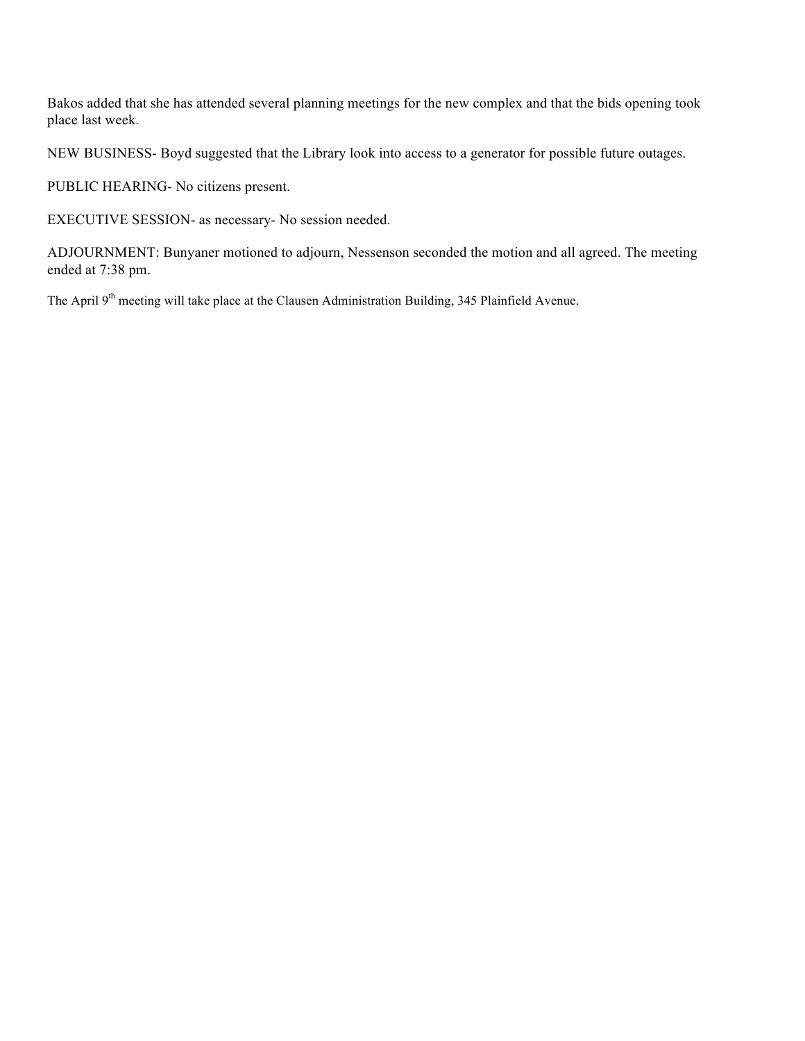Bakos added that she has attended several planning meetings for the new complex and that the bids opening took place last week.

NEW BUSINESS- Boyd suggested that the Library look into access to a generator for possible future outages.

PUBLIC HEARING- No citizens present.

EXECUTIVE SESSION- as necessary- No session needed.

ADJOURNMENT: Bunyaner motioned to adjourn, Nessenson seconded the motion and all agreed. The meeting ended at 7:38 pm.

The April 9th meeting will take place at the Clausen Administration Building, 345 Plainfield Avenue.